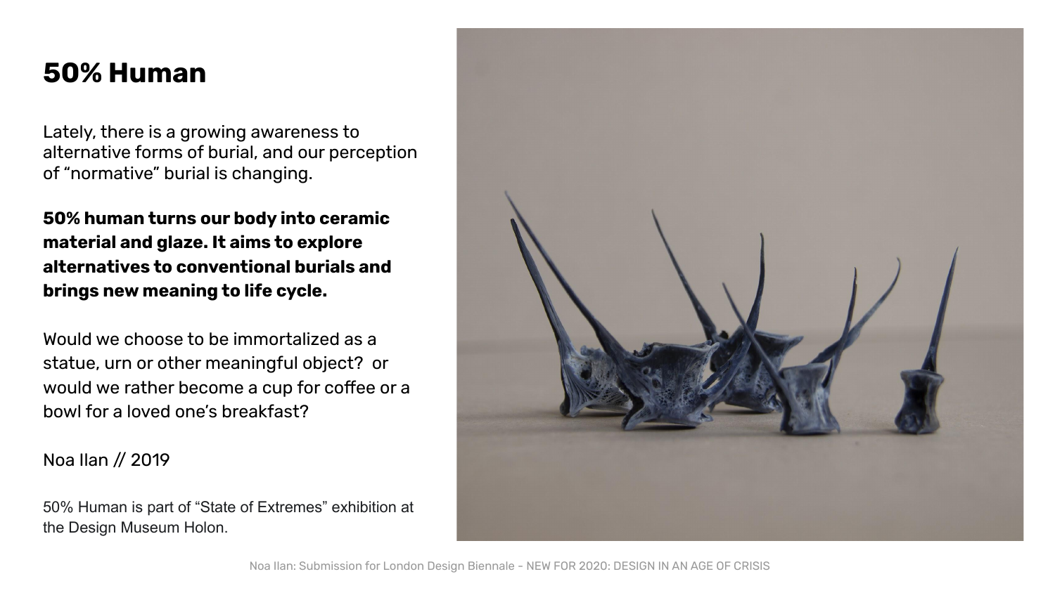# 50% Human

Lately, there is a growing awareness to alternative forms of burial, and our perception of “normative” burial is changing.

**50% human turns our body into ceramic material and glaze. It aims to explore alternatives to conventional burials and brings new meaning to life cycle.**

Would we choose to be immortalized as a statue, urn or other meaningful object? or would we rather become a cup for coffee or a bowl for a loved one’s breakfast?

Noa Ilan // 2019

50% Human is part of “State of Extremes” exhibition at the Design Museum Holon.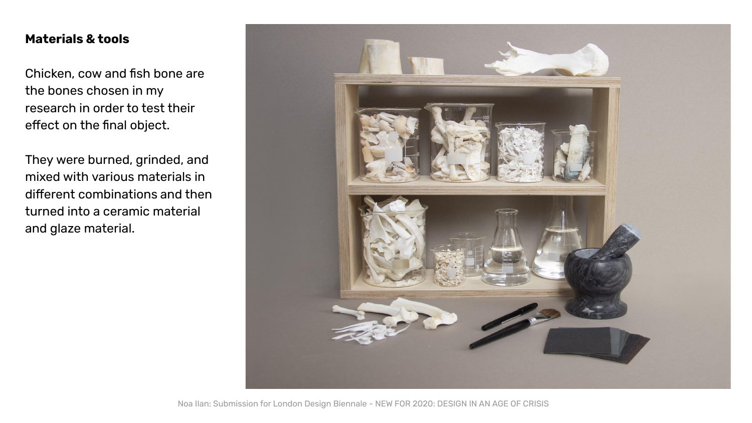## Materials & tools

Chicken, cow and fish bone are the bones chosen in my research in order to test their effect on the final object.

They were burned, grinded, and mixed with various materials in different combinations and then turned into a ceramic material and glaze material.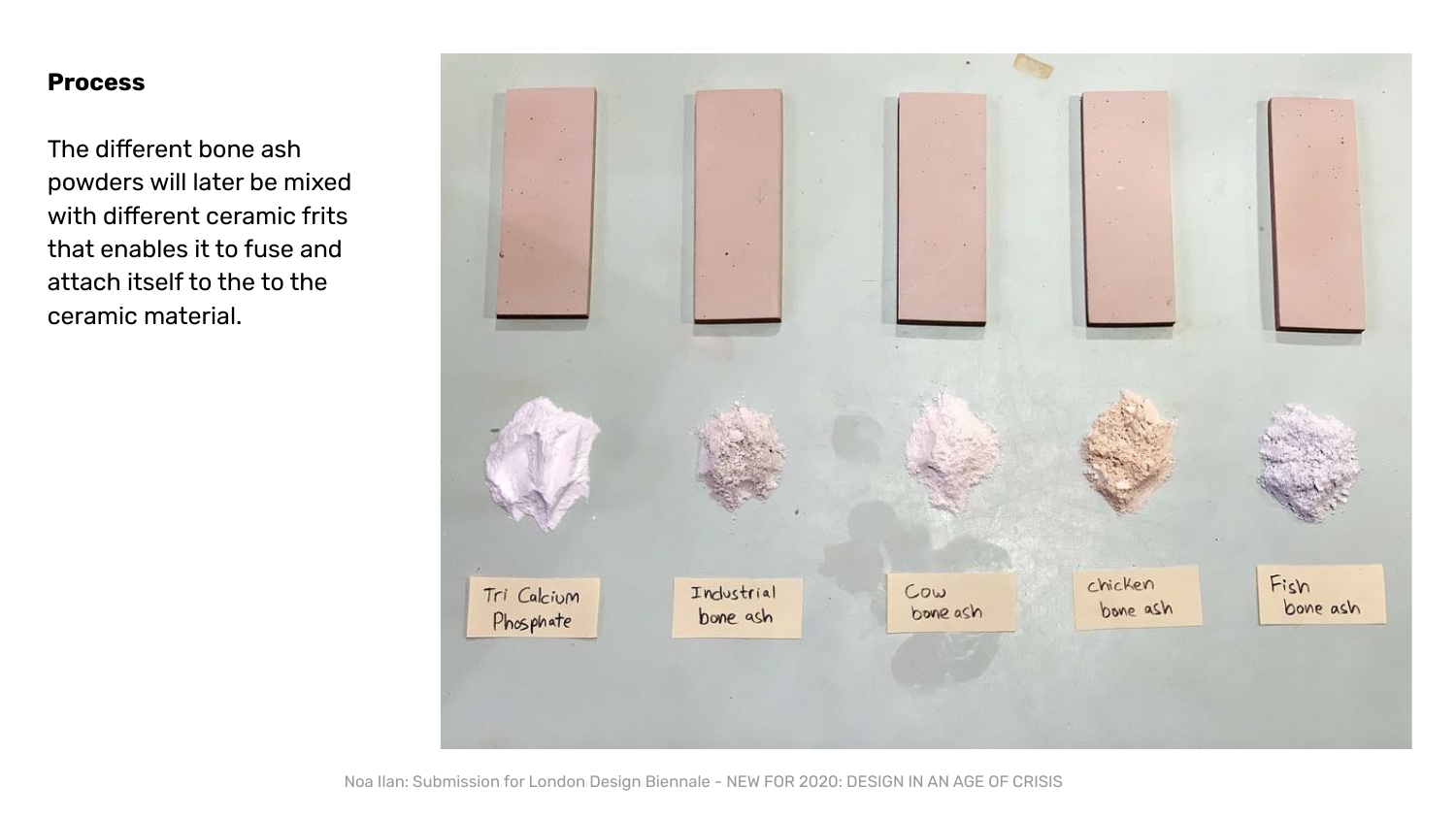**Process**

The different bone ash powders will later be mixed with different ceramic frits that enables it to fuse and attach itself to the to the ceramic material.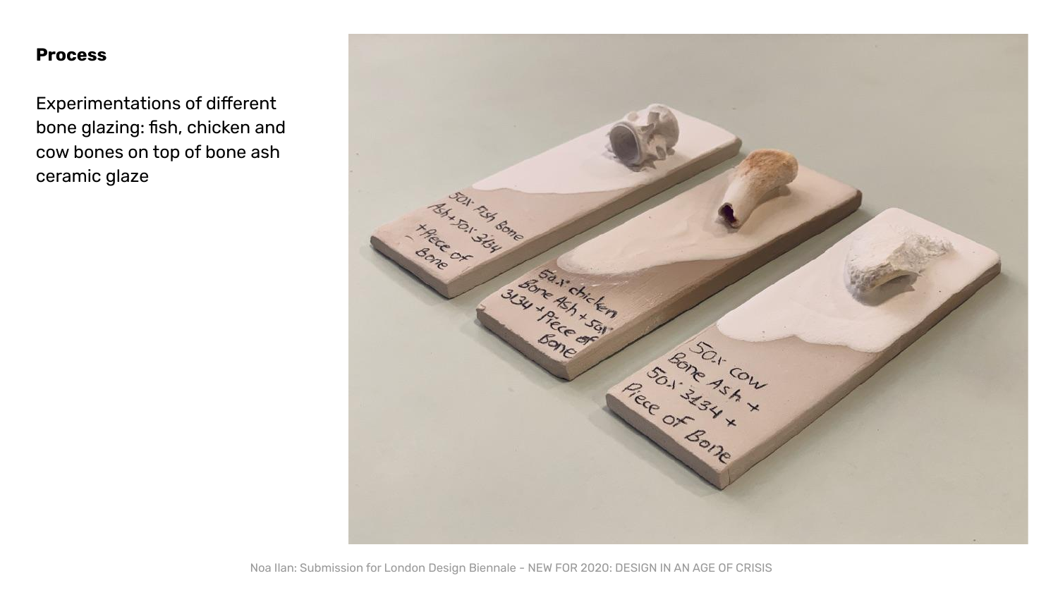**Process**

Experimentations of different bone glazing: fish, chicken and cow bones on top of bone ash ceramic glaze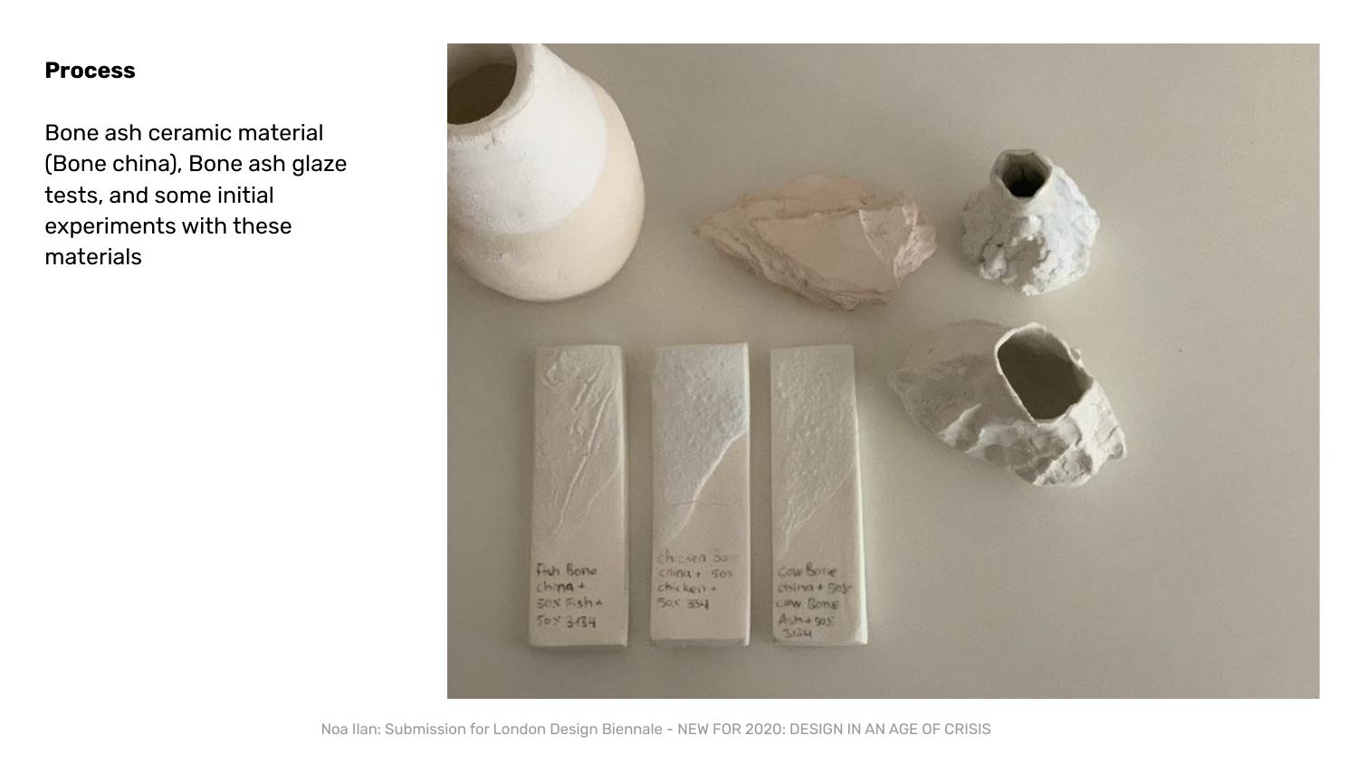**Process**

Bone ash ceramic material (Bone china), Bone ash glaze tests, and some initial experiments with these materials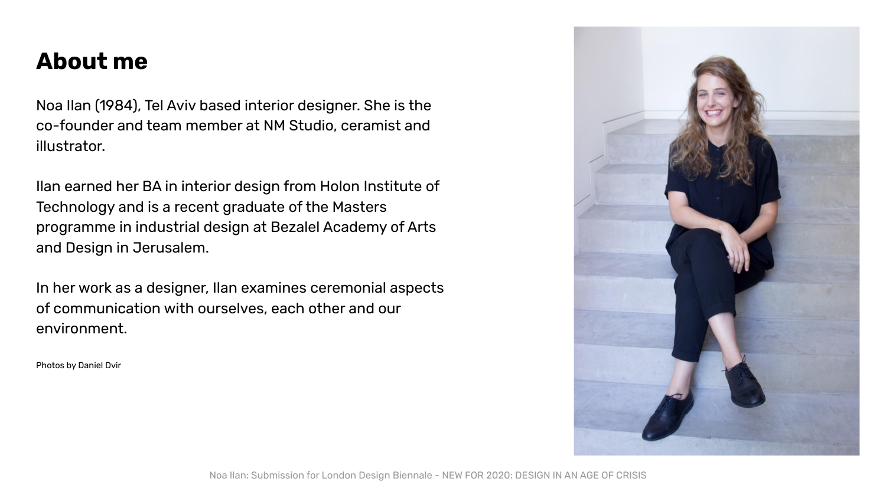# About me

Noa Ilan (1984), Tel Aviv based interior designer. She is the co-founder and team member at NM Studio, ceramist and illustrator.

Ilan earned her BA in interior design from Holon Institute of Technology and is a recent graduate of the Masters programme in industrial design at Bezalel Academy of Arts and Design in Jerusalem.

In her work as a designer, Ilan examines ceremonial aspects of communication with ourselves, each other and our environment.

Photos by Daniel Dvir